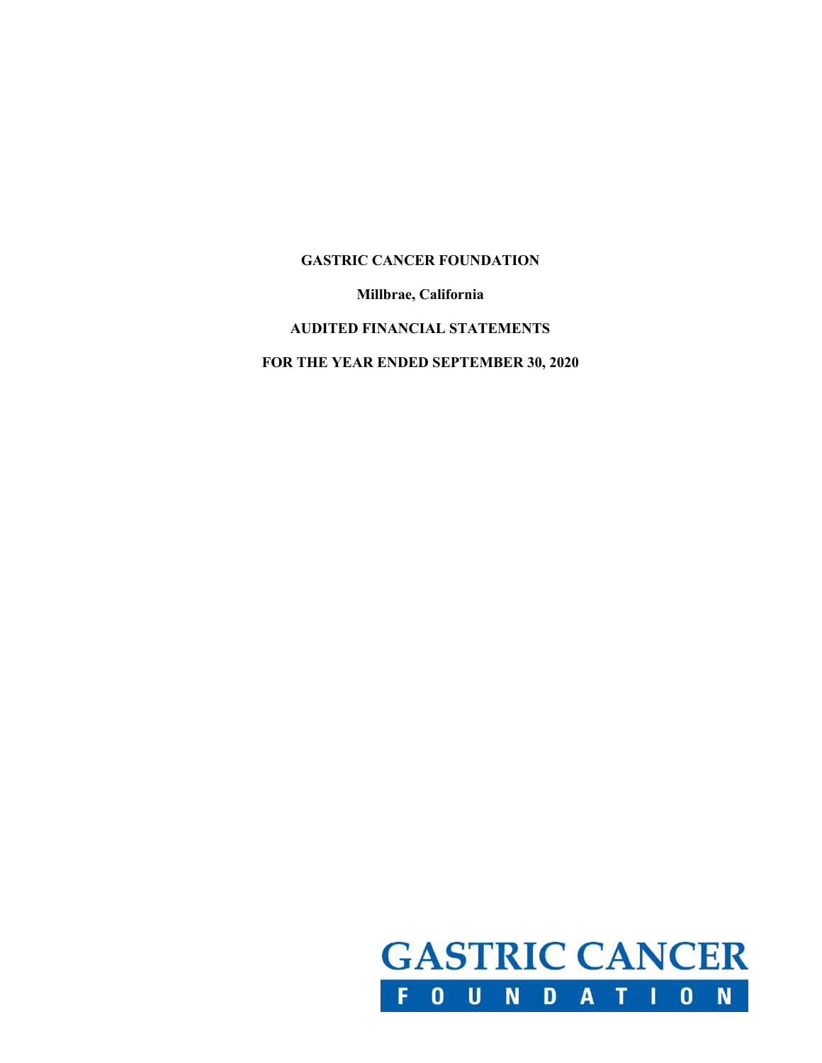**GASTRIC CANCER FOUNDATION**

**Millbrae, California**

**AUDITED FINANCIAL STATEMENTS**

**FOR THE YEAR ENDED SEPTEMBER 30, 2020**

GASTRIC CANCER
FOUNDATION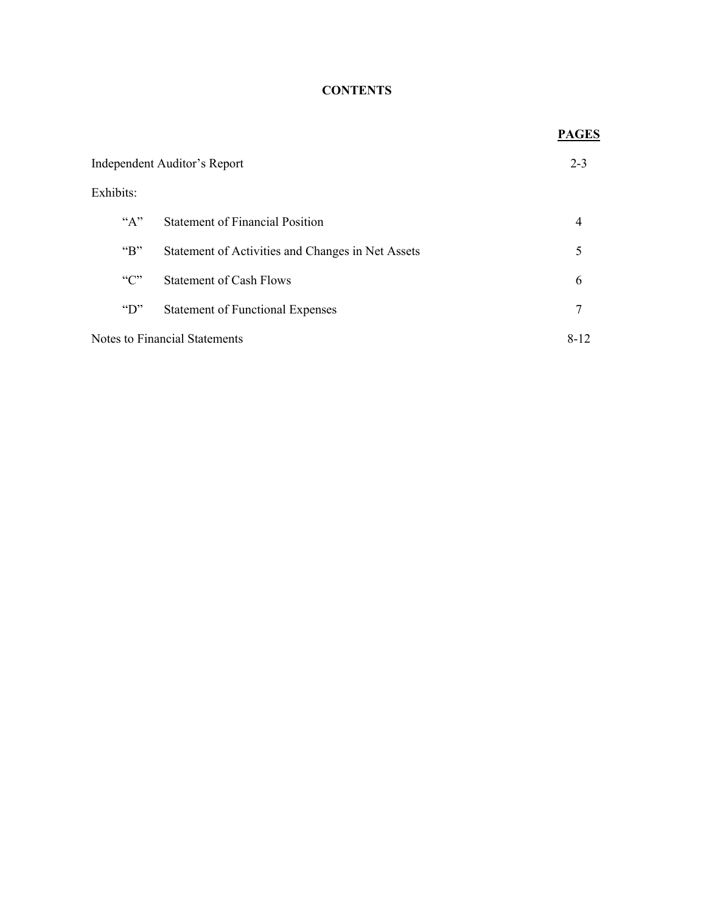# CONTENTS

| | | PAGES |
|---|---|---|
| Independent Auditor's Report | | 2-3 |
| Exhibits: | | |
| "A" | Statement of Financial Position | 4 |
| "B" | Statement of Activities and Changes in Net Assets | 5 |
| "C" | Statement of Cash Flows | 6 |
| "D" | Statement of Functional Expenses | 7 |
| Notes to Financial Statements | | 8-12 |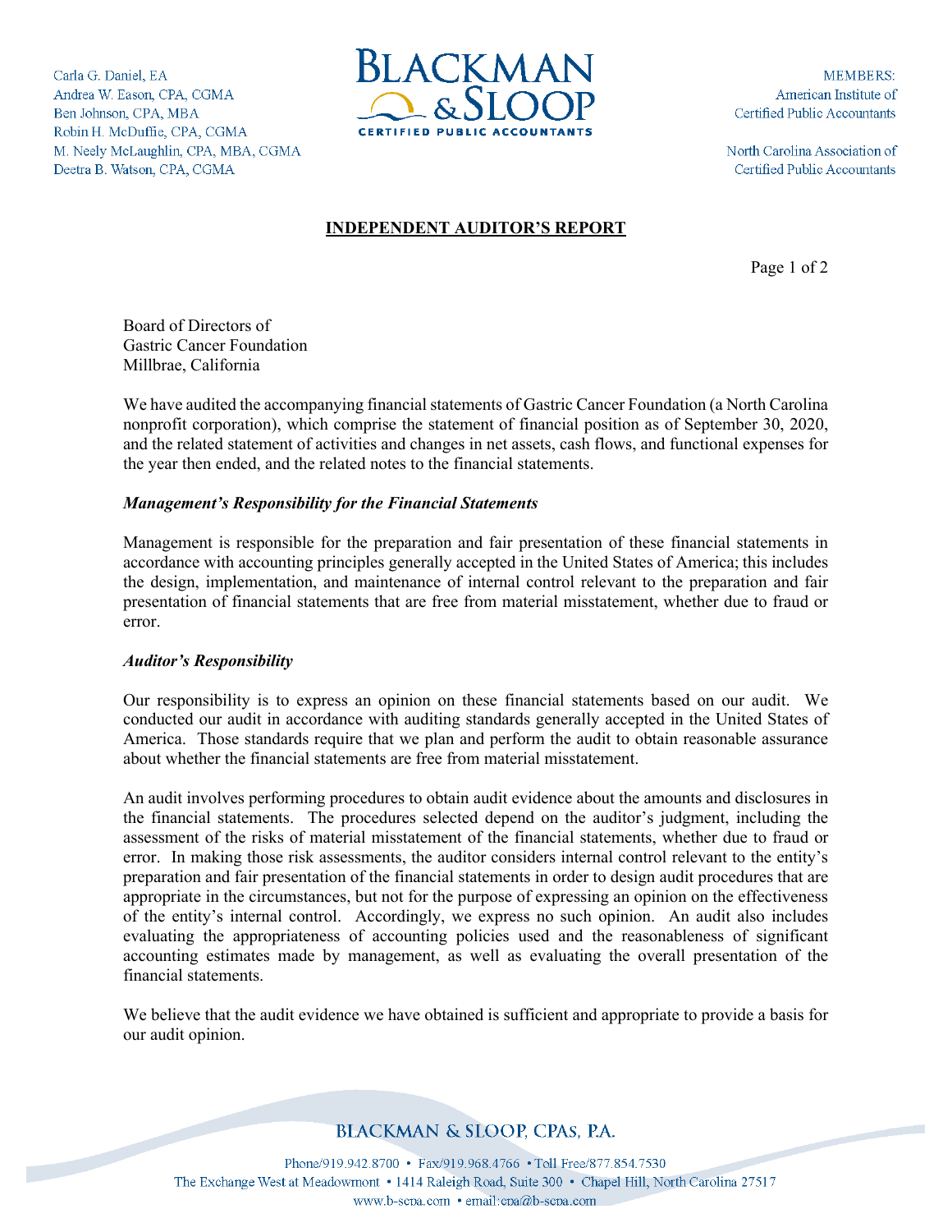Carla G. Daniel, EA
Andrea W. Eason, CPA, CGMA
Ben Johnson, CPA, MBA
Robin H. McDuffie, CPA, CGMA
M. Neely McLaughlin, CPA, MBA, CGMA
Deetra B. Watson, CPA, CGMA

BLACKMAN & SLOOP
CERTIFIED PUBLIC ACCOUNTANTS

MEMBERS:
American Institute of
Certified Public Accountants

North Carolina Association of
Certified Public Accountants

## INDEPENDENT AUDITOR'S REPORT

Board of Directors of
Gastric Cancer Foundation
Millbrae, California

We have audited the accompanying financial statements of Gastric Cancer Foundation (a North Carolina nonprofit corporation), which comprise the statement of financial position as of September 30, 2020, and the related statement of activities and changes in net assets, cash flows, and functional expenses for the year then ended, and the related notes to the financial statements.

### *Management's Responsibility for the Financial Statements*

Management is responsible for the preparation and fair presentation of these financial statements in accordance with accounting principles generally accepted in the United States of America; this includes the design, implementation, and maintenance of internal control relevant to the preparation and fair presentation of financial statements that are free from material misstatement, whether due to fraud or error.

### *Auditor's Responsibility*

Our responsibility is to express an opinion on these financial statements based on our audit. We conducted our audit in accordance with auditing standards generally accepted in the United States of America. Those standards require that we plan and perform the audit to obtain reasonable assurance about whether the financial statements are free from material misstatement.

An audit involves performing procedures to obtain audit evidence about the amounts and disclosures in the financial statements. The procedures selected depend on the auditor's judgment, including the assessment of the risks of material misstatement of the financial statements, whether due to fraud or error. In making those risk assessments, the auditor considers internal control relevant to the entity's preparation and fair presentation of the financial statements in order to design audit procedures that are appropriate in the circumstances, but not for the purpose of expressing an opinion on the effectiveness of the entity's internal control. Accordingly, we express no such opinion. An audit also includes evaluating the appropriateness of accounting policies used and the reasonableness of significant accounting estimates made by management, as well as evaluating the overall presentation of the financial statements.

We believe that the audit evidence we have obtained is sufficient and appropriate to provide a basis for our audit opinion.

BLACKMAN & SLOOP, CPAS, P.A.

Phone/919.942.8700 • Fax/919.968.4766 • Toll Free/877.854.7530
The Exchange West at Meadowmont • 1414 Raleigh Road, Suite 300 • Chapel Hill, North Carolina 27517
www.b-scpa.com • email:cpa@b-scpa.com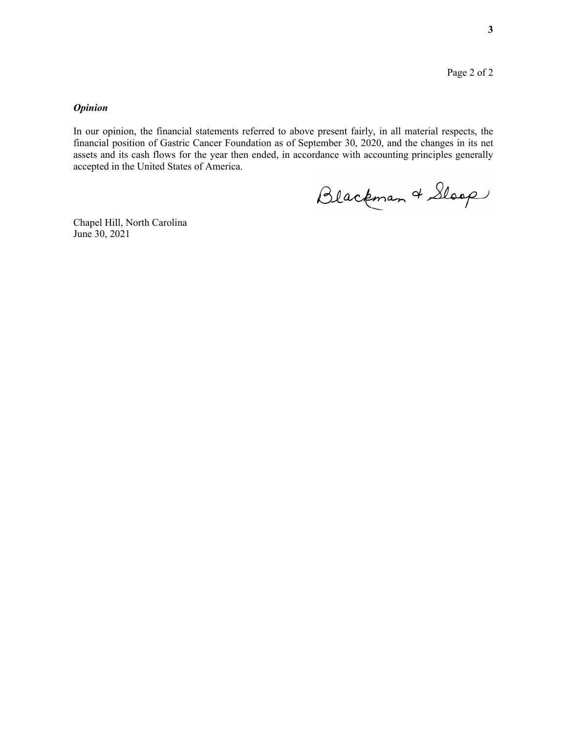### *Opinion*

In our opinion, the financial statements referred to above present fairly, in all material respects, the financial position of Gastric Cancer Foundation as of September 30, 2020, and the changes in its net assets and its cash flows for the year then ended, in accordance with accounting principles generally accepted in the United States of America.

Blackman & Sloop

Chapel Hill, North Carolina
June 30, 2021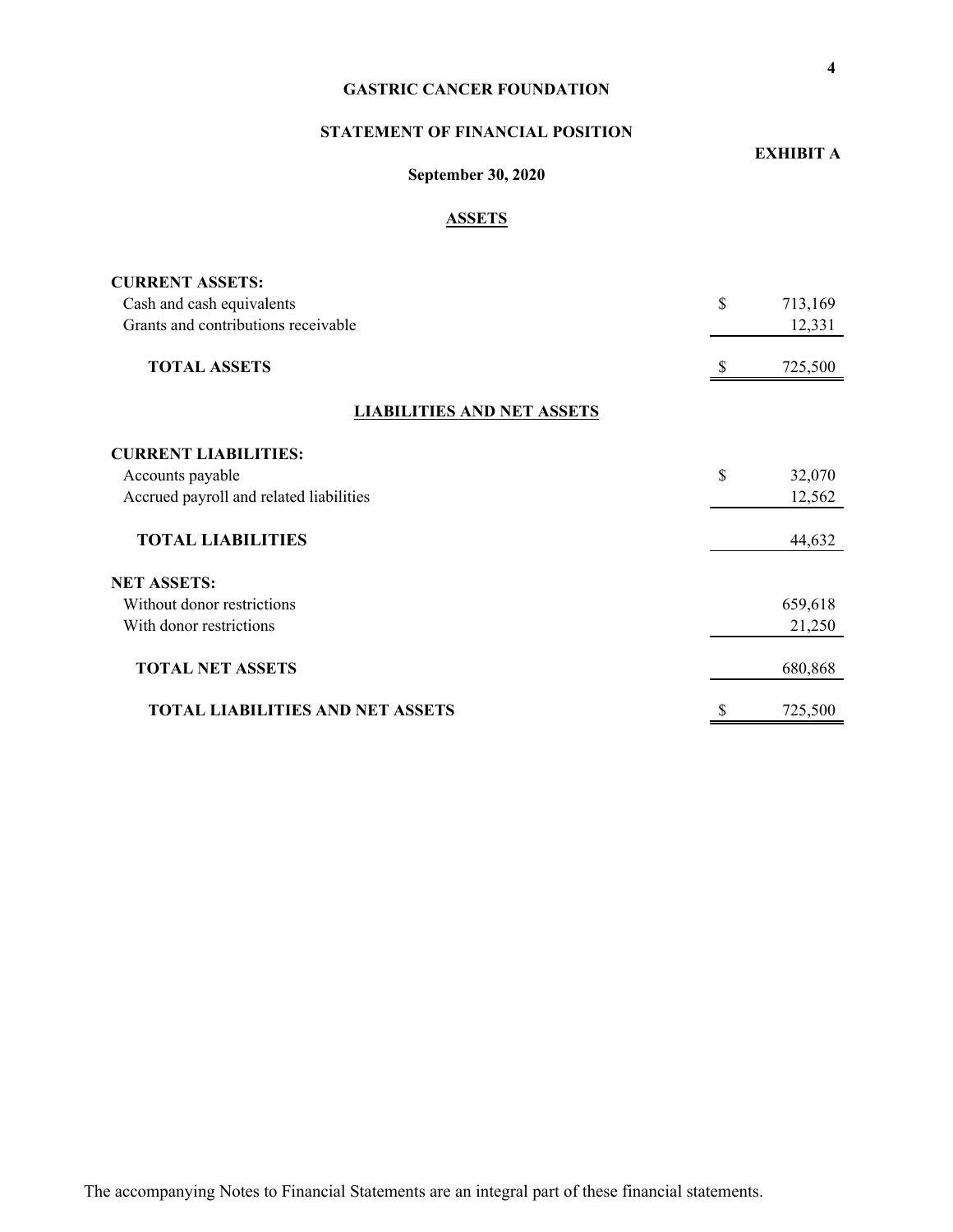# GASTRIC CANCER FOUNDATION

## STATEMENT OF FINANCIAL POSITION

**EXHIBIT A**

**September 30, 2020**

### ASSETS

| | | |
|---|---|---|
| **CURRENT ASSETS:** | | |
| Cash and cash equivalents | $ | 713,169 |
| Grants and contributions receivable | | 12,331 |
| **TOTAL ASSETS** | $ | 725,500 |

### LIABILITIES AND NET ASSETS

| | | |
|---|---|---|
| **CURRENT LIABILITIES:** | | |
| Accounts payable | $ | 32,070 |
| Accrued payroll and related liabilities | | 12,562 |
| **TOTAL LIABILITIES** | | 44,632 |
| **NET ASSETS:** | | |
| Without donor restrictions | | 659,618 |
| With donor restrictions | | 21,250 |
| **TOTAL NET ASSETS** | | 680,868 |
| **TOTAL LIABILITIES AND NET ASSETS** | $ | 725,500 |

The accompanying Notes to Financial Statements are an integral part of these financial statements.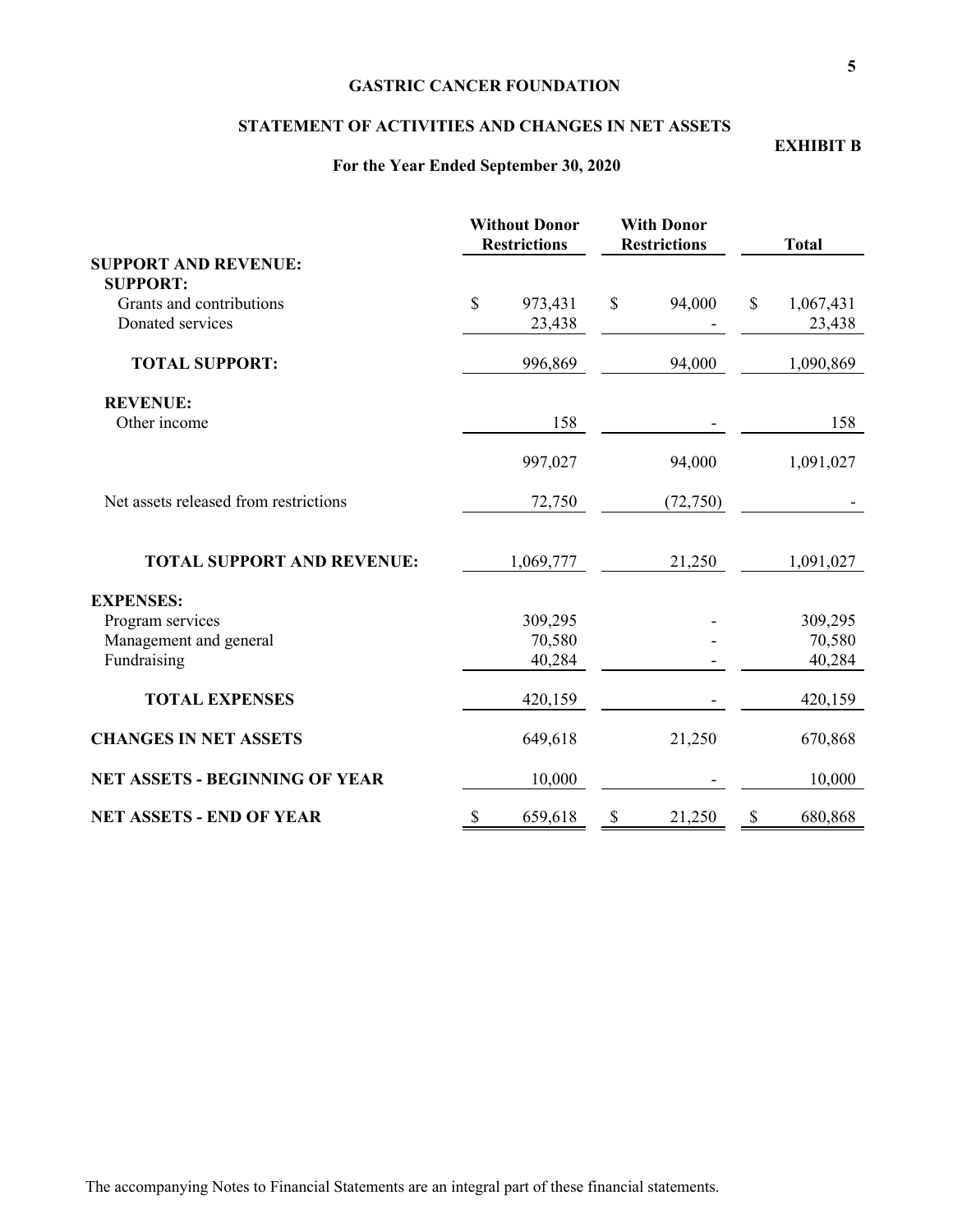**GASTRIC CANCER FOUNDATION**

**STATEMENT OF ACTIVITIES AND CHANGES IN NET ASSETS**

**EXHIBIT B**

**For the Year Ended September 30, 2020**

| | Without Donor Restrictions | With Donor Restrictions | Total |
|---|---|---|---|
| **SUPPORT AND REVENUE:** | | | |
| **SUPPORT:** | | | |
| Grants and contributions | $ 973,431 | $ 94,000 | $ 1,067,431 |
| Donated services | 23,438 | - | 23,438 |
| **TOTAL SUPPORT:** | 996,869 | 94,000 | 1,090,869 |
| **REVENUE:** | | | |
| Other income | 158 | - | 158 |
| | 997,027 | 94,000 | 1,091,027 |
| Net assets released from restrictions | 72,750 | (72,750) | - |
| **TOTAL SUPPORT AND REVENUE:** | 1,069,777 | 21,250 | 1,091,027 |
| **EXPENSES:** | | | |
| Program services | 309,295 | - | 309,295 |
| Management and general | 70,580 | - | 70,580 |
| Fundraising | 40,284 | - | 40,284 |
| **TOTAL EXPENSES** | 420,159 | - | 420,159 |
| **CHANGES IN NET ASSETS** | 649,618 | 21,250 | 670,868 |
| **NET ASSETS - BEGINNING OF YEAR** | 10,000 | - | 10,000 |
| **NET ASSETS - END OF YEAR** | $ 659,618 | $ 21,250 | $ 680,868 |

The accompanying Notes to Financial Statements are an integral part of these financial statements.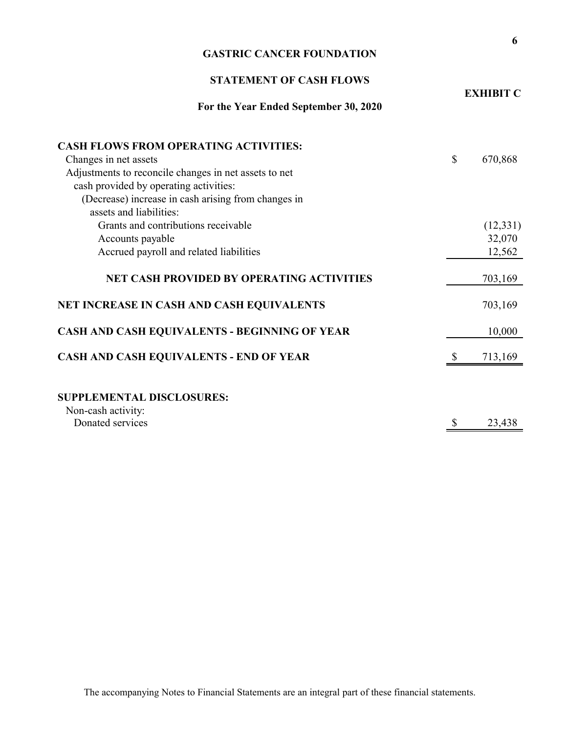# GASTRIC CANCER FOUNDATION

## STATEMENT OF CASH FLOWS

**EXHIBIT C**

**For the Year Ended September 30, 2020**

| | |
|---|---|
| **CASH FLOWS FROM OPERATING ACTIVITIES:** | |
| Changes in net assets | $ 670,868 |
| Adjustments to reconcile changes in net assets to net cash provided by operating activities: | |
| (Decrease) increase in cash arising from changes in assets and liabilities: | |
| Grants and contributions receivable | (12,331) |
| Accounts payable | 32,070 |
| Accrued payroll and related liabilities | 12,562 |
| **NET CASH PROVIDED BY OPERATING ACTIVITIES** | 703,169 |
| **NET INCREASE IN CASH AND CASH EQUIVALENTS** | 703,169 |
| **CASH AND CASH EQUIVALENTS - BEGINNING OF YEAR** | 10,000 |
| **CASH AND CASH EQUIVALENTS - END OF YEAR** | $ 713,169 |
| | |
| **SUPPLEMENTAL DISCLOSURES:** | |
| Non-cash activity: | |
| Donated services | $ 23,438 |

The accompanying Notes to Financial Statements are an integral part of these financial statements.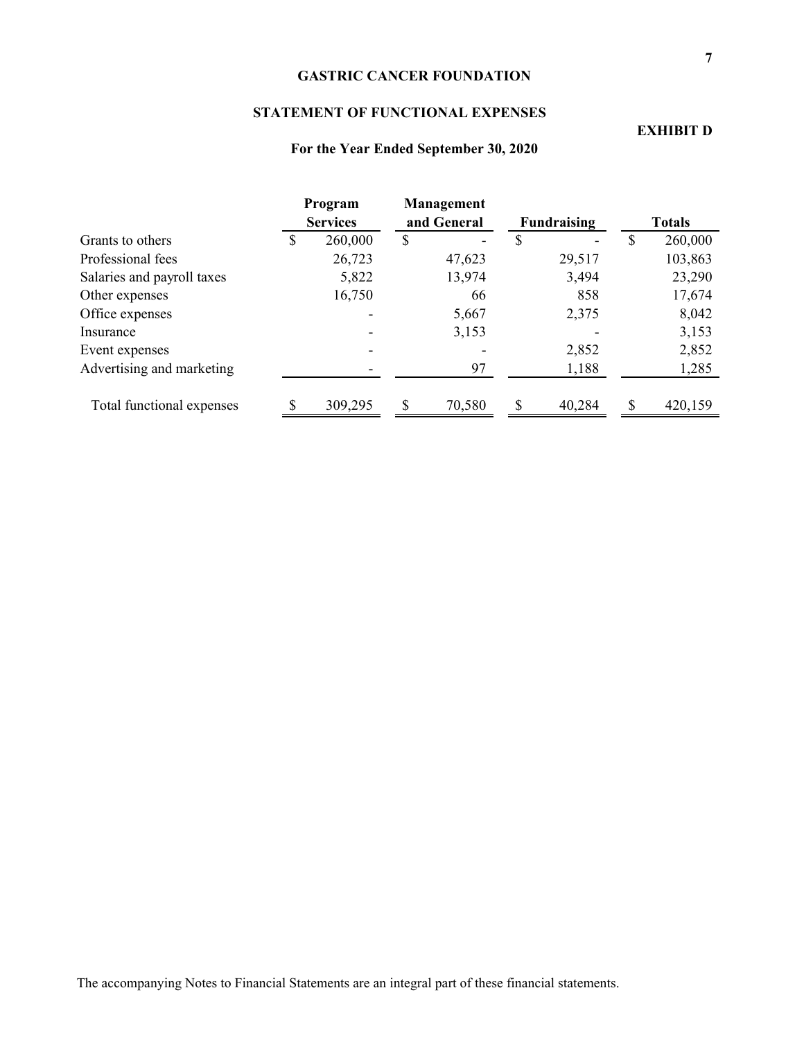# GASTRIC CANCER FOUNDATION

## STATEMENT OF FUNCTIONAL EXPENSES

**EXHIBIT D**

### For the Year Ended September 30, 2020

| | Program Services | Management and General | Fundraising | Totals |
|---|---|---|---|---|
| Grants to others | $ 260,000 | $ - | $ - | $ 260,000 |
| Professional fees | 26,723 | 47,623 | 29,517 | 103,863 |
| Salaries and payroll taxes | 5,822 | 13,974 | 3,494 | 23,290 |
| Other expenses | 16,750 | 66 | 858 | 17,674 |
| Office expenses | - | 5,667 | 2,375 | 8,042 |
| Insurance | - | 3,153 | - | 3,153 |
| Event expenses | - | - | 2,852 | 2,852 |
| Advertising and marketing | - | 97 | 1,188 | 1,285 |
| Total functional expenses | $ 309,295 | $ 70,580 | $ 40,284 | $ 420,159 |

The accompanying Notes to Financial Statements are an integral part of these financial statements.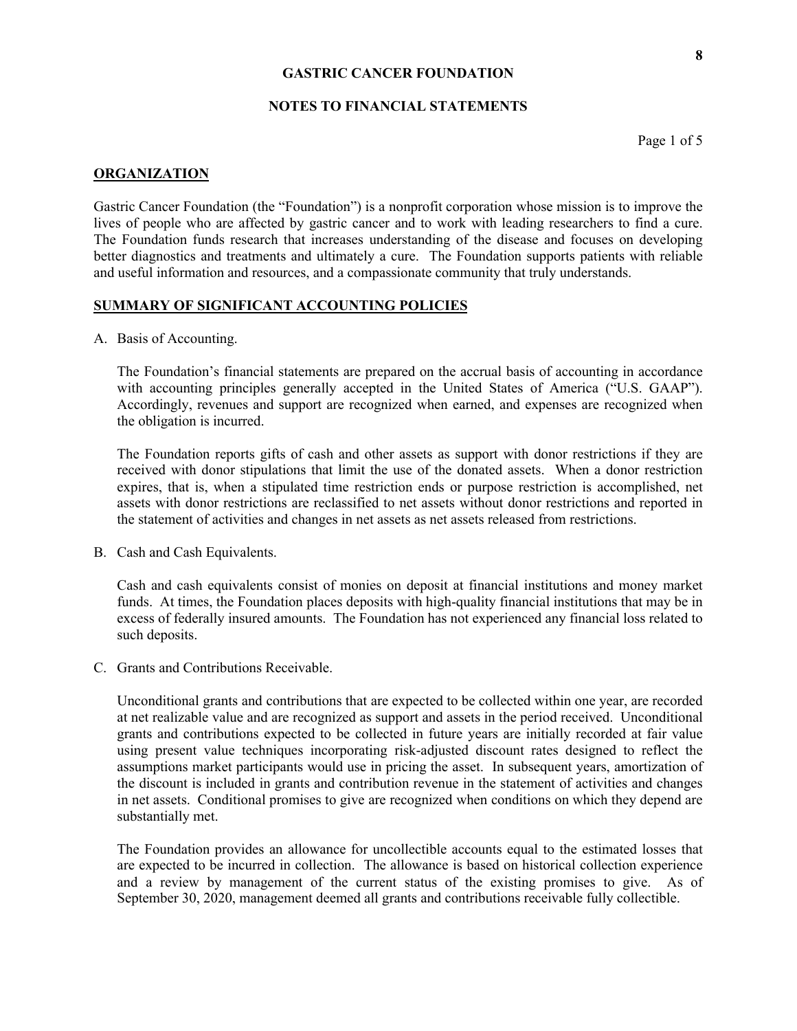# GASTRIC CANCER FOUNDATION

## NOTES TO FINANCIAL STATEMENTS

### ORGANIZATION

Gastric Cancer Foundation (the "Foundation") is a nonprofit corporation whose mission is to improve the lives of people who are affected by gastric cancer and to work with leading researchers to find a cure. The Foundation funds research that increases understanding of the disease and focuses on developing better diagnostics and treatments and ultimately a cure. The Foundation supports patients with reliable and useful information and resources, and a compassionate community that truly understands.

### SUMMARY OF SIGNIFICANT ACCOUNTING POLICIES

A. Basis of Accounting.

The Foundation's financial statements are prepared on the accrual basis of accounting in accordance with accounting principles generally accepted in the United States of America ("U.S. GAAP"). Accordingly, revenues and support are recognized when earned, and expenses are recognized when the obligation is incurred.

The Foundation reports gifts of cash and other assets as support with donor restrictions if they are received with donor stipulations that limit the use of the donated assets. When a donor restriction expires, that is, when a stipulated time restriction ends or purpose restriction is accomplished, net assets with donor restrictions are reclassified to net assets without donor restrictions and reported in the statement of activities and changes in net assets as net assets released from restrictions.

B. Cash and Cash Equivalents.

Cash and cash equivalents consist of monies on deposit at financial institutions and money market funds. At times, the Foundation places deposits with high-quality financial institutions that may be in excess of federally insured amounts. The Foundation has not experienced any financial loss related to such deposits.

C. Grants and Contributions Receivable.

Unconditional grants and contributions that are expected to be collected within one year, are recorded at net realizable value and are recognized as support and assets in the period received. Unconditional grants and contributions expected to be collected in future years are initially recorded at fair value using present value techniques incorporating risk-adjusted discount rates designed to reflect the assumptions market participants would use in pricing the asset. In subsequent years, amortization of the discount is included in grants and contribution revenue in the statement of activities and changes in net assets. Conditional promises to give are recognized when conditions on which they depend are substantially met.

The Foundation provides an allowance for uncollectible accounts equal to the estimated losses that are expected to be incurred in collection. The allowance is based on historical collection experience and a review by management of the current status of the existing promises to give. As of September 30, 2020, management deemed all grants and contributions receivable fully collectible.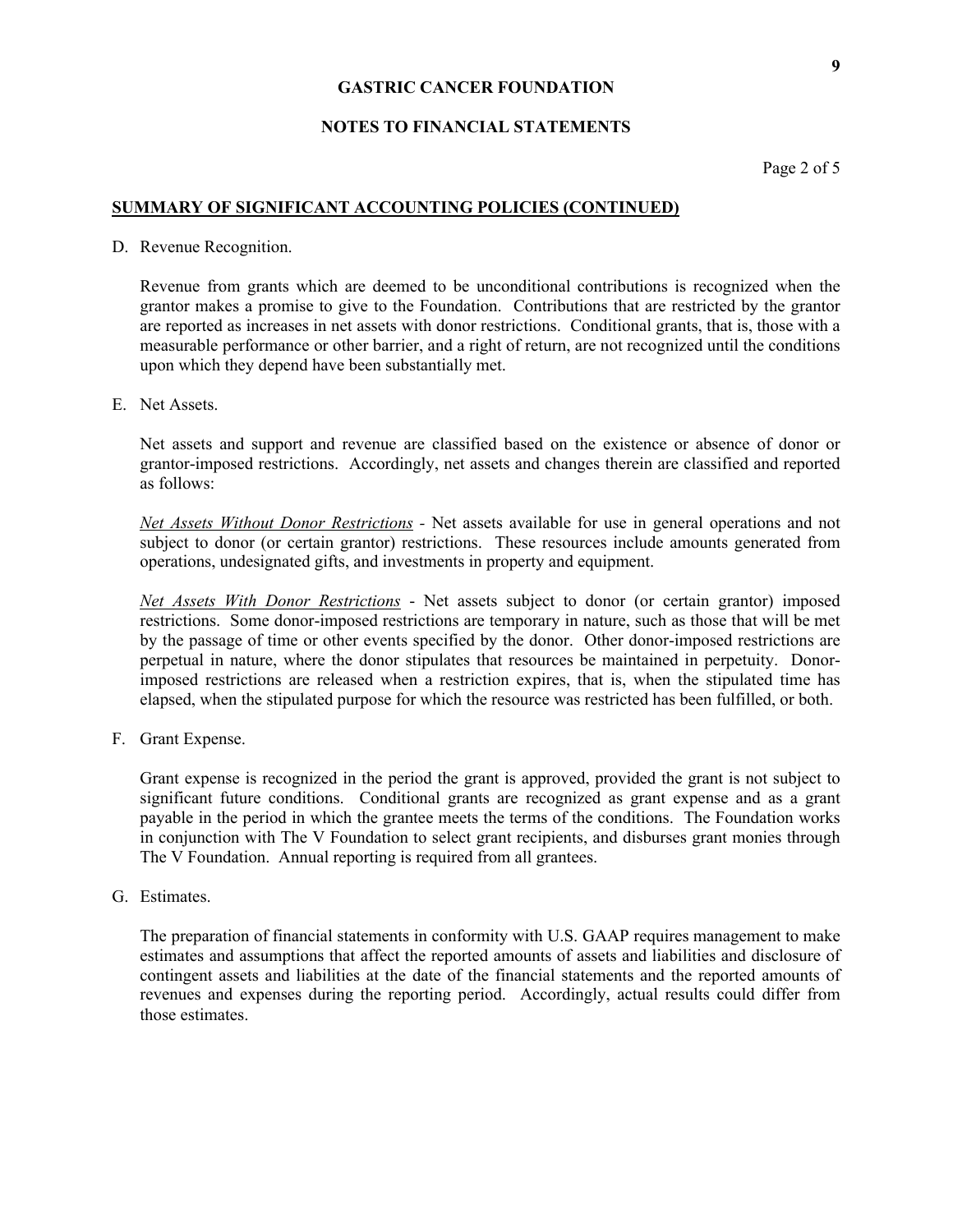# GASTRIC CANCER FOUNDATION

## NOTES TO FINANCIAL STATEMENTS

### SUMMARY OF SIGNIFICANT ACCOUNTING POLICIES (CONTINUED)

D. Revenue Recognition.

Revenue from grants which are deemed to be unconditional contributions is recognized when the grantor makes a promise to give to the Foundation. Contributions that are restricted by the grantor are reported as increases in net assets with donor restrictions. Conditional grants, that is, those with a measurable performance or other barrier, and a right of return, are not recognized until the conditions upon which they depend have been substantially met.

E. Net Assets.

Net assets and support and revenue are classified based on the existence or absence of donor or grantor-imposed restrictions. Accordingly, net assets and changes therein are classified and reported as follows:

*Net Assets Without Donor Restrictions* - Net assets available for use in general operations and not subject to donor (or certain grantor) restrictions. These resources include amounts generated from operations, undesignated gifts, and investments in property and equipment.

*Net Assets With Donor Restrictions* - Net assets subject to donor (or certain grantor) imposed restrictions. Some donor-imposed restrictions are temporary in nature, such as those that will be met by the passage of time or other events specified by the donor. Other donor-imposed restrictions are perpetual in nature, where the donor stipulates that resources be maintained in perpetuity. Donor-imposed restrictions are released when a restriction expires, that is, when the stipulated time has elapsed, when the stipulated purpose for which the resource was restricted has been fulfilled, or both.

F. Grant Expense.

Grant expense is recognized in the period the grant is approved, provided the grant is not subject to significant future conditions. Conditional grants are recognized as grant expense and as a grant payable in the period in which the grantee meets the terms of the conditions. The Foundation works in conjunction with The V Foundation to select grant recipients, and disburses grant monies through The V Foundation. Annual reporting is required from all grantees.

G. Estimates.

The preparation of financial statements in conformity with U.S. GAAP requires management to make estimates and assumptions that affect the reported amounts of assets and liabilities and disclosure of contingent assets and liabilities at the date of the financial statements and the reported amounts of revenues and expenses during the reporting period. Accordingly, actual results could differ from those estimates.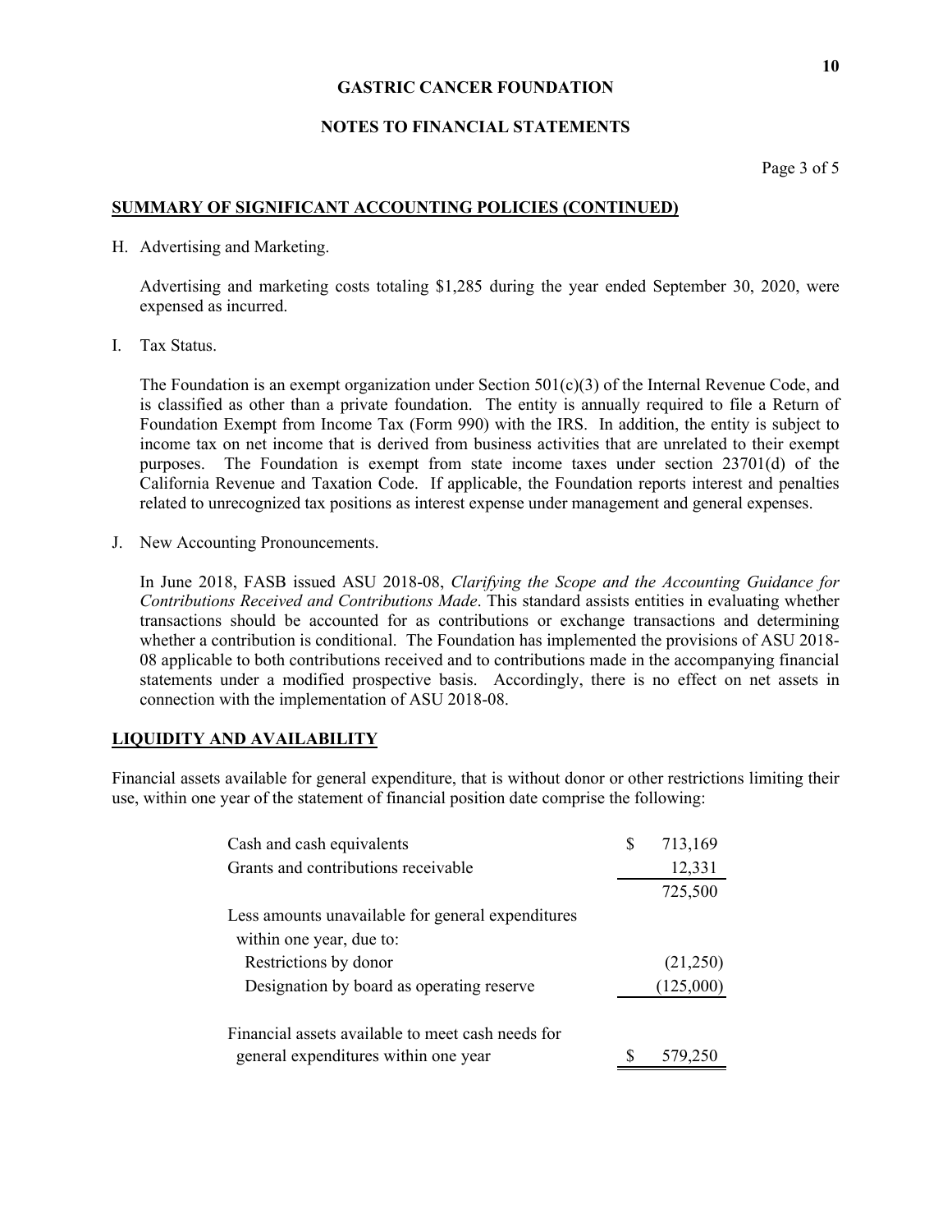# GASTRIC CANCER FOUNDATION

## NOTES TO FINANCIAL STATEMENTS

### SUMMARY OF SIGNIFICANT ACCOUNTING POLICIES (CONTINUED)

H. Advertising and Marketing.

Advertising and marketing costs totaling $1,285 during the year ended September 30, 2020, were expensed as incurred.

I. Tax Status.

The Foundation is an exempt organization under Section 501(c)(3) of the Internal Revenue Code, and is classified as other than a private foundation. The entity is annually required to file a Return of Foundation Exempt from Income Tax (Form 990) with the IRS. In addition, the entity is subject to income tax on net income that is derived from business activities that are unrelated to their exempt purposes. The Foundation is exempt from state income taxes under section 23701(d) of the California Revenue and Taxation Code. If applicable, the Foundation reports interest and penalties related to unrecognized tax positions as interest expense under management and general expenses.

J. New Accounting Pronouncements.

In June 2018, FASB issued ASU 2018-08, *Clarifying the Scope and the Accounting Guidance for Contributions Received and Contributions Made*. This standard assists entities in evaluating whether transactions should be accounted for as contributions or exchange transactions and determining whether a contribution is conditional. The Foundation has implemented the provisions of ASU 2018-08 applicable to both contributions received and to contributions made in the accompanying financial statements under a modified prospective basis. Accordingly, there is no effect on net assets in connection with the implementation of ASU 2018-08.

### LIQUIDITY AND AVAILABILITY

Financial assets available for general expenditure, that is without donor or other restrictions limiting their use, within one year of the statement of financial position date comprise the following:

| | |
|---|---|
| Cash and cash equivalents | $ 713,169 |
| Grants and contributions receivable | 12,331 |
| | 725,500 |
| Less amounts unavailable for general expenditures within one year, due to: | |
| Restrictions by donor | (21,250) |
| Designation by board as operating reserve | (125,000) |
| Financial assets available to meet cash needs for general expenditures within one year | $ 579,250 |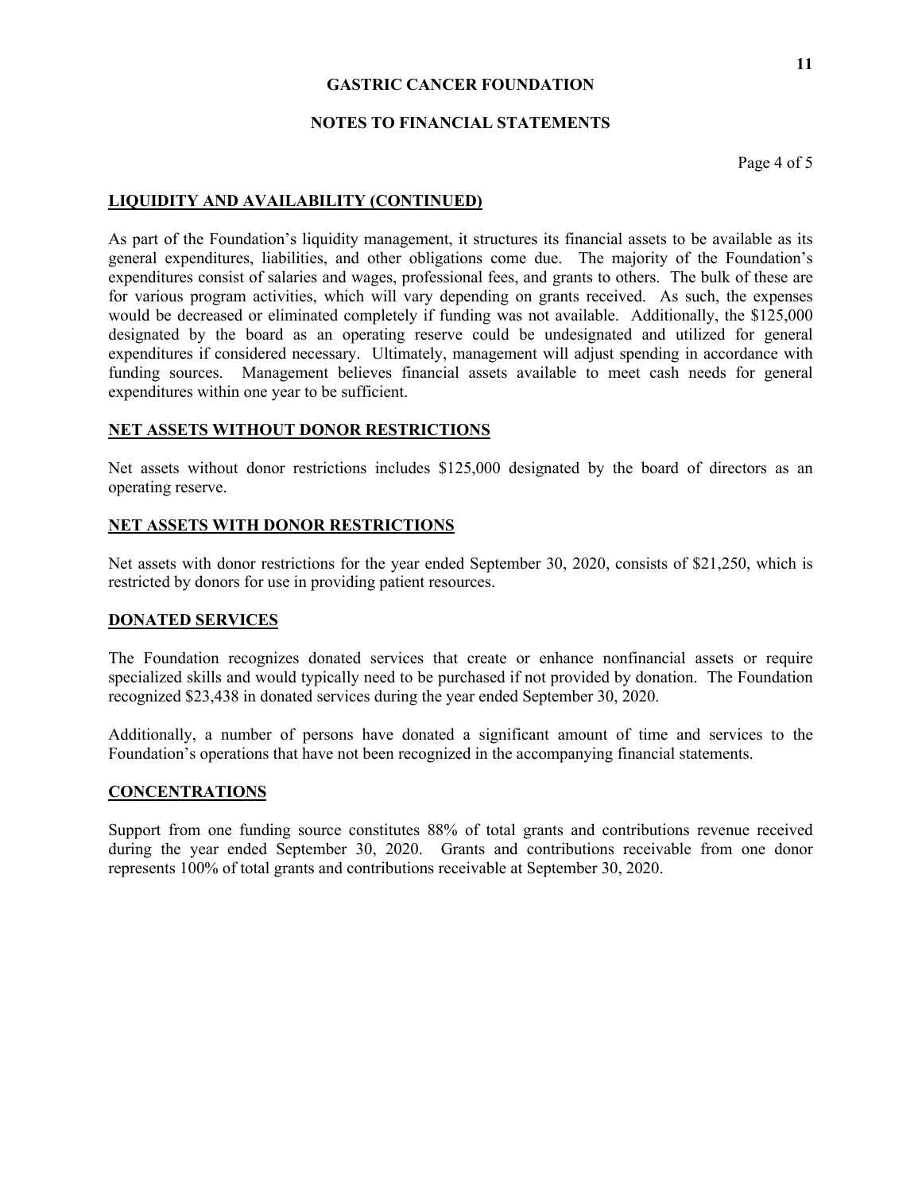# GASTRIC CANCER FOUNDATION

## NOTES TO FINANCIAL STATEMENTS

### LIQUIDITY AND AVAILABILITY (CONTINUED)

As part of the Foundation's liquidity management, it structures its financial assets to be available as its general expenditures, liabilities, and other obligations come due. The majority of the Foundation's expenditures consist of salaries and wages, professional fees, and grants to others. The bulk of these are for various program activities, which will vary depending on grants received. As such, the expenses would be decreased or eliminated completely if funding was not available. Additionally, the $125,000 designated by the board as an operating reserve could be undesignated and utilized for general expenditures if considered necessary. Ultimately, management will adjust spending in accordance with funding sources. Management believes financial assets available to meet cash needs for general expenditures within one year to be sufficient.

### NET ASSETS WITHOUT DONOR RESTRICTIONS

Net assets without donor restrictions includes $125,000 designated by the board of directors as an operating reserve.

### NET ASSETS WITH DONOR RESTRICTIONS

Net assets with donor restrictions for the year ended September 30, 2020, consists of $21,250, which is restricted by donors for use in providing patient resources.

### DONATED SERVICES

The Foundation recognizes donated services that create or enhance nonfinancial assets or require specialized skills and would typically need to be purchased if not provided by donation. The Foundation recognized $23,438 in donated services during the year ended September 30, 2020.

Additionally, a number of persons have donated a significant amount of time and services to the Foundation's operations that have not been recognized in the accompanying financial statements.

### CONCENTRATIONS

Support from one funding source constitutes 88% of total grants and contributions revenue received during the year ended September 30, 2020. Grants and contributions receivable from one donor represents 100% of total grants and contributions receivable at September 30, 2020.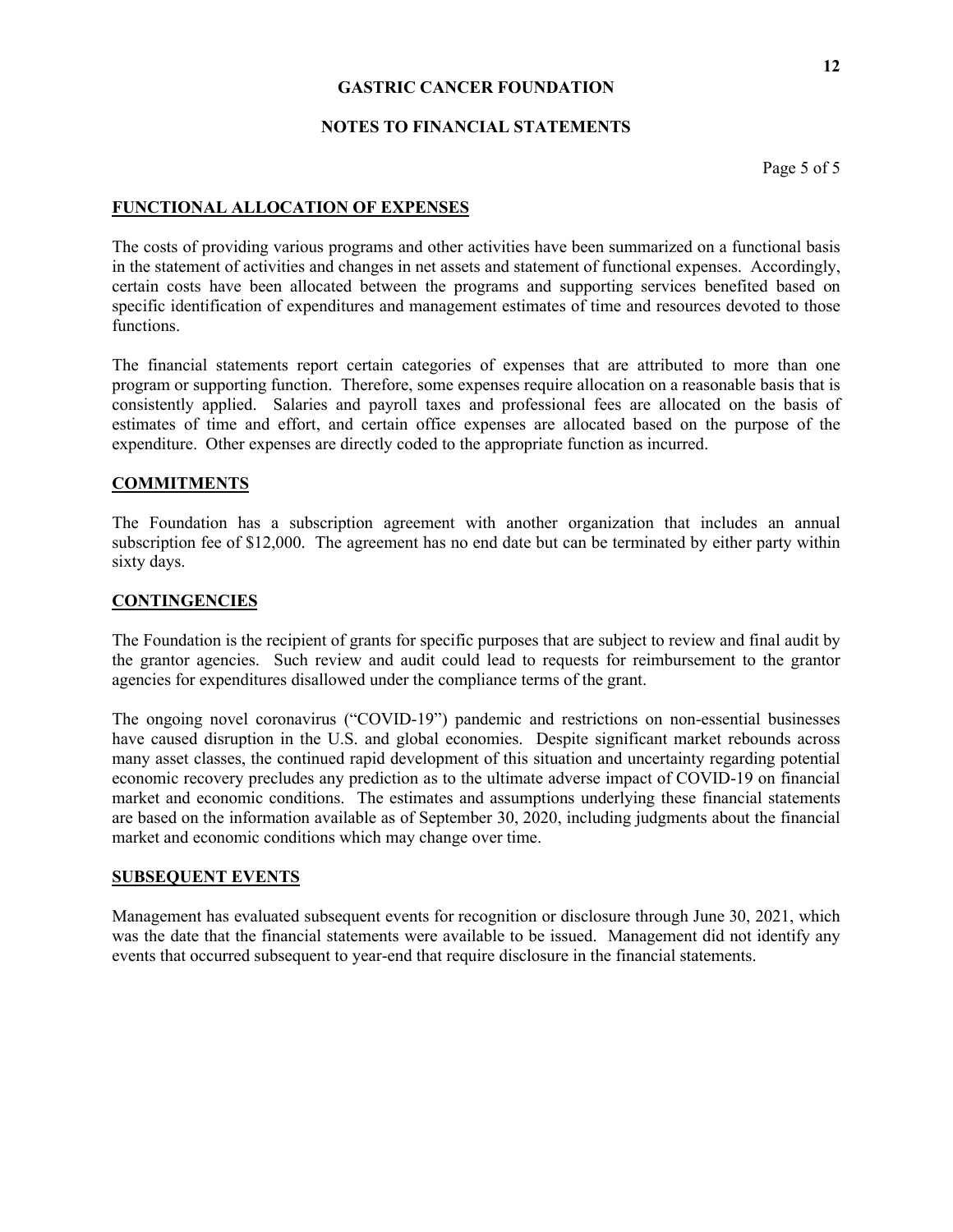## FUNCTIONAL ALLOCATION OF EXPENSES

The costs of providing various programs and other activities have been summarized on a functional basis in the statement of activities and changes in net assets and statement of functional expenses. Accordingly, certain costs have been allocated between the programs and supporting services benefited based on specific identification of expenditures and management estimates of time and resources devoted to those functions.

The financial statements report certain categories of expenses that are attributed to more than one program or supporting function. Therefore, some expenses require allocation on a reasonable basis that is consistently applied. Salaries and payroll taxes and professional fees are allocated on the basis of estimates of time and effort, and certain office expenses are allocated based on the purpose of the expenditure. Other expenses are directly coded to the appropriate function as incurred.

## COMMITMENTS

The Foundation has a subscription agreement with another organization that includes an annual subscription fee of $12,000. The agreement has no end date but can be terminated by either party within sixty days.

## CONTINGENCIES

The Foundation is the recipient of grants for specific purposes that are subject to review and final audit by the grantor agencies. Such review and audit could lead to requests for reimbursement to the grantor agencies for expenditures disallowed under the compliance terms of the grant.

The ongoing novel coronavirus ("COVID-19") pandemic and restrictions on non-essential businesses have caused disruption in the U.S. and global economies. Despite significant market rebounds across many asset classes, the continued rapid development of this situation and uncertainty regarding potential economic recovery precludes any prediction as to the ultimate adverse impact of COVID-19 on financial market and economic conditions. The estimates and assumptions underlying these financial statements are based on the information available as of September 30, 2020, including judgments about the financial market and economic conditions which may change over time.

## SUBSEQUENT EVENTS

Management has evaluated subsequent events for recognition or disclosure through June 30, 2021, which was the date that the financial statements were available to be issued. Management did not identify any events that occurred subsequent to year-end that require disclosure in the financial statements.